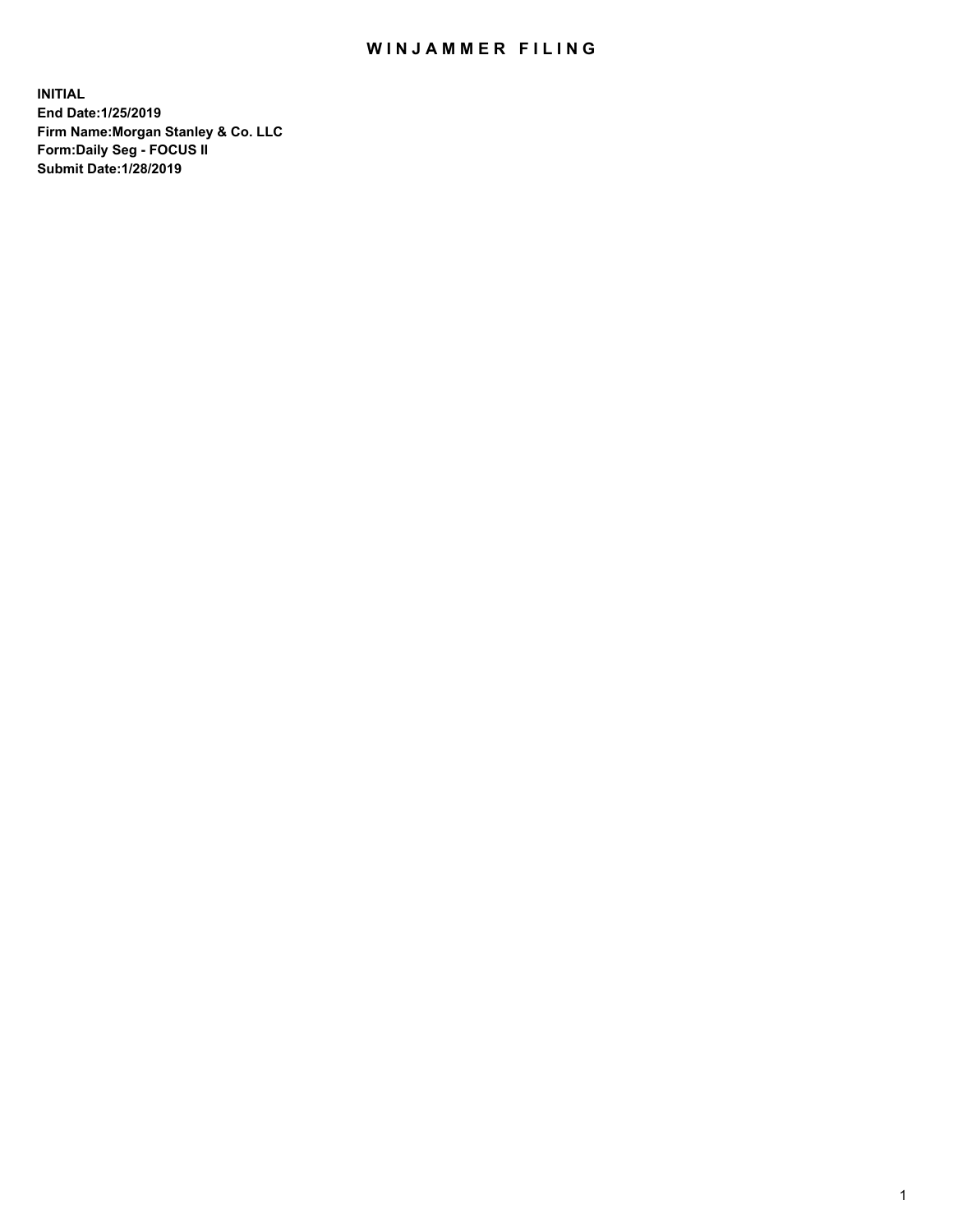# WINJAMMER FILING

**INITIAL**
**End Date:1/25/2019**
**Firm Name:Morgan Stanley & Co. LLC**
**Form:Daily Seg - FOCUS II**
**Submit Date:1/28/2019**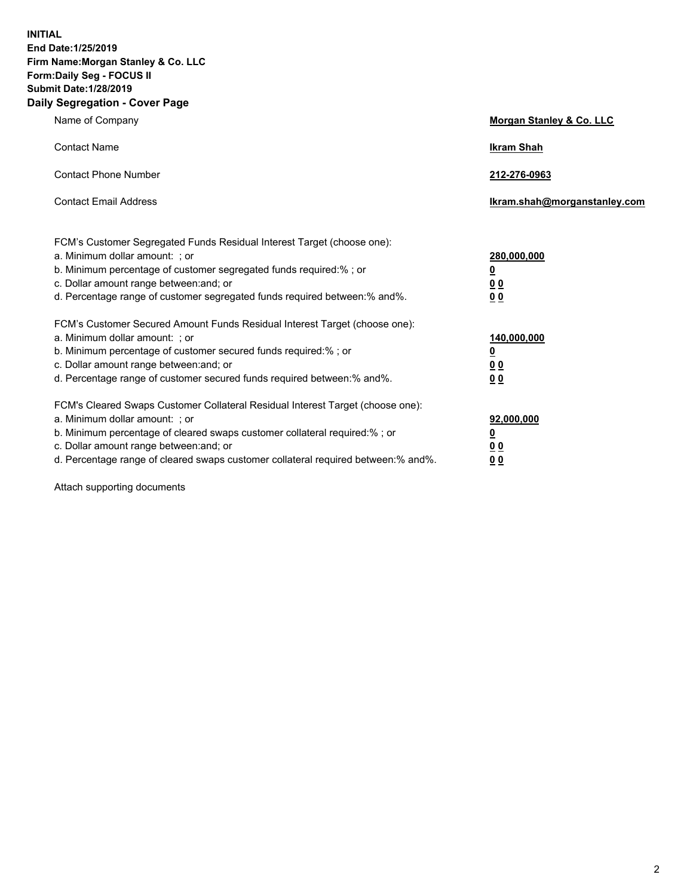**INITIAL**
**End Date:1/25/2019**
**Firm Name:Morgan Stanley & Co. LLC**
**Form:Daily Seg - FOCUS II**
**Submit Date:1/28/2019**

## Daily Segregation - Cover Page

| | |
|---|---|
| Name of Company | **Morgan Stanley & Co. LLC** |
| Contact Name | **Ikram Shah** |
| Contact Phone Number | **212-276-0963** |
| Contact Email Address | **Ikram.shah@morganstanley.com** |

| | |
|---|---|
| FCM's Customer Segregated Funds Residual Interest Target (choose one): | |
| a. Minimum dollar amount: ; or | **280,000,000** |
| b. Minimum percentage of customer segregated funds required:% ; or | **0** |
| c. Dollar amount range between:and; or | **0 0** |
| d. Percentage range of customer segregated funds required between:% and%. | **0 0** |
| FCM's Customer Secured Amount Funds Residual Interest Target (choose one): | |
| a. Minimum dollar amount: ; or | **140,000,000** |
| b. Minimum percentage of customer secured funds required:% ; or | **0** |
| c. Dollar amount range between:and; or | **0 0** |
| d. Percentage range of customer secured funds required between:% and%. | **0 0** |
| FCM's Cleared Swaps Customer Collateral Residual Interest Target (choose one): | |
| a. Minimum dollar amount: ; or | **92,000,000** |
| b. Minimum percentage of cleared swaps customer collateral required:% ; or | **0** |
| c. Dollar amount range between:and; or | **0 0** |
| d. Percentage range of cleared swaps customer collateral required between:% and%. | **0 0** |

Attach supporting documents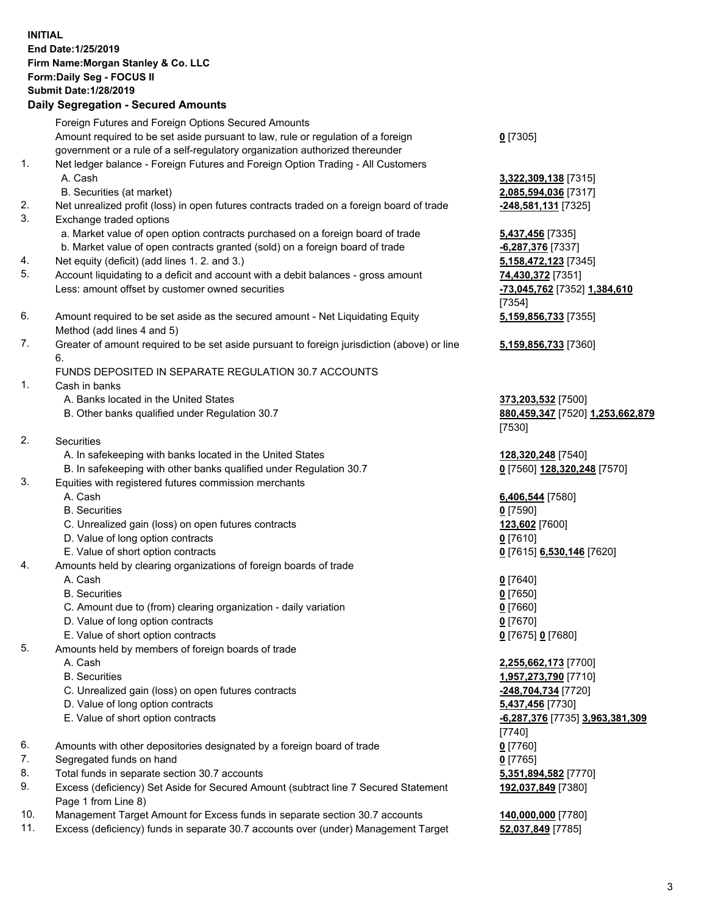**INITIAL**
**End Date:1/25/2019**
**Firm Name:Morgan Stanley & Co. LLC**
**Form:Daily Seg - FOCUS II**
**Submit Date:1/28/2019**

## Daily Segregation - Secured Amounts

| | | |
|---|---|---|
| | Foreign Futures and Foreign Options Secured Amounts | |
| | Amount required to be set aside pursuant to law, rule or regulation of a foreign government or a rule of a self-regulatory organization authorized thereunder | **0** [7305] |
| 1. | Net ledger balance - Foreign Futures and Foreign Option Trading - All Customers | |
| | A. Cash | **3,322,309,138** [7315] |
| | B. Securities (at market) | **2,085,594,036** [7317] |
| 2. | Net unrealized profit (loss) in open futures contracts traded on a foreign board of trade | **-248,581,131** [7325] |
| 3. | Exchange traded options | |
| | a. Market value of open option contracts purchased on a foreign board of trade | **5,437,456** [7335] |
| | b. Market value of open contracts granted (sold) on a foreign board of trade | **-6,287,376** [7337] |
| 4. | Net equity (deficit) (add lines 1. 2. and 3.) | **5,158,472,123** [7345] |
| 5. | Account liquidating to a deficit and account with a debit balances - gross amount | **74,430,372** [7351] |
| | Less: amount offset by customer owned securities | **-73,045,762** [7352] **1,384,610** [7354] |
| 6. | Amount required to be set aside as the secured amount - Net Liquidating Equity Method (add lines 4 and 5) | **5,159,856,733** [7355] |
| 7. | Greater of amount required to be set aside pursuant to foreign jurisdiction (above) or line 6. | **5,159,856,733** [7360] |
| | FUNDS DEPOSITED IN SEPARATE REGULATION 30.7 ACCOUNTS | |
| 1. | Cash in banks | |
| | A. Banks located in the United States | **373,203,532** [7500] |
| | B. Other banks qualified under Regulation 30.7 | **880,459,347** [7520] **1,253,662,879** [7530] |
| 2. | Securities | |
| | A. In safekeeping with banks located in the United States | **128,320,248** [7540] |
| | B. In safekeeping with other banks qualified under Regulation 30.7 | **0** [7560] **128,320,248** [7570] |
| 3. | Equities with registered futures commission merchants | |
| | A. Cash | **6,406,544** [7580] |
| | B. Securities | **0** [7590] |
| | C. Unrealized gain (loss) on open futures contracts | **123,602** [7600] |
| | D. Value of long option contracts | **0** [7610] |
| | E. Value of short option contracts | **0** [7615] **6,530,146** [7620] |
| 4. | Amounts held by clearing organizations of foreign boards of trade | |
| | A. Cash | **0** [7640] |
| | B. Securities | **0** [7650] |
| | C. Amount due to (from) clearing organization - daily variation | **0** [7660] |
| | D. Value of long option contracts | **0** [7670] |
| | E. Value of short option contracts | **0** [7675] **0** [7680] |
| 5. | Amounts held by members of foreign boards of trade | |
| | A. Cash | **2,255,662,173** [7700] |
| | B. Securities | **1,957,273,790** [7710] |
| | C. Unrealized gain (loss) on open futures contracts | **-248,704,734** [7720] |
| | D. Value of long option contracts | **5,437,456** [7730] |
| | E. Value of short option contracts | **-6,287,376** [7735] **3,963,381,309** [7740] |
| 6. | Amounts with other depositories designated by a foreign board of trade | **0** [7760] |
| 7. | Segregated funds on hand | **0** [7765] |
| 8. | Total funds in separate section 30.7 accounts | **5,351,894,582** [7770] |
| 9. | Excess (deficiency) Set Aside for Secured Amount (subtract line 7 Secured Statement Page 1 from Line 8) | **192,037,849** [7380] |
| 10. | Management Target Amount for Excess funds in separate section 30.7 accounts | **140,000,000** [7780] |
| 11. | Excess (deficiency) funds in separate 30.7 accounts over (under) Management Target | **52,037,849** [7785] |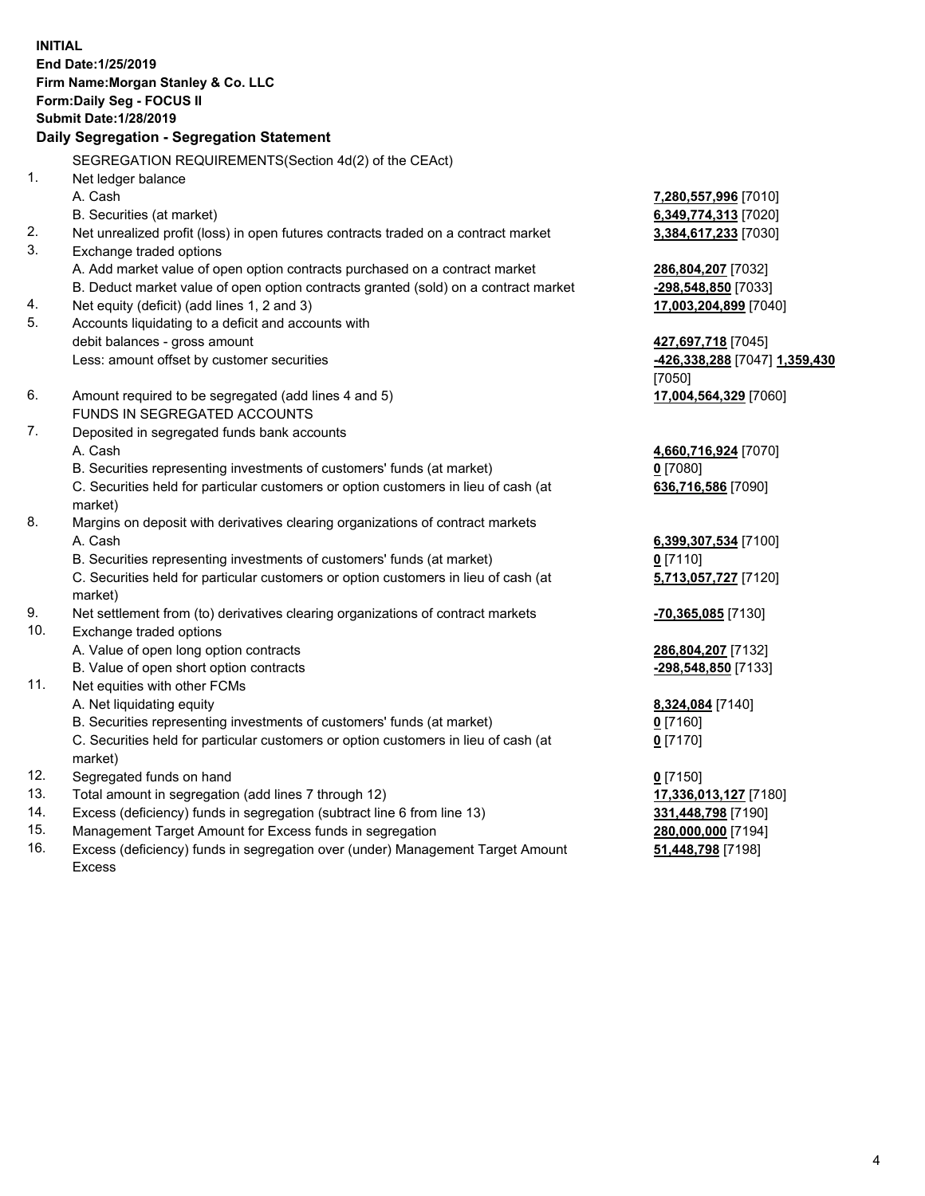**INITIAL**
**End Date:1/25/2019**
**Firm Name:Morgan Stanley & Co. LLC**
**Form:Daily Seg - FOCUS II**
**Submit Date:1/28/2019**

## Daily Segregation - Segregation Statement

SEGREGATION REQUIREMENTS(Section 4d(2) of the CEAct)

1. Net ledger balance
   - A. Cash — **7,280,557,996** [7010]
   - B. Securities (at market) — **6,349,774,313** [7020]
2. Net unrealized profit (loss) in open futures contracts traded on a contract market — **3,384,617,233** [7030]
3. Exchange traded options
   - A. Add market value of open option contracts purchased on a contract market — **286,804,207** [7032]
   - B. Deduct market value of open option contracts granted (sold) on a contract market — **-298,548,850** [7033]
4. Net equity (deficit) (add lines 1, 2 and 3) — **17,003,204,899** [7040]
5. Accounts liquidating to a deficit and accounts with debit balances - gross amount — **427,697,718** [7045]
   Less: amount offset by customer securities — **-426,338,288** [7047] **1,359,430** [7050]
6. Amount required to be segregated (add lines 4 and 5) — **17,004,564,329** [7060]

FUNDS IN SEGREGATED ACCOUNTS

7. Deposited in segregated funds bank accounts
   - A. Cash — **4,660,716,924** [7070]
   - B. Securities representing investments of customers' funds (at market) — **0** [7080]
   - C. Securities held for particular customers or option customers in lieu of cash (at market) — **636,716,586** [7090]
8. Margins on deposit with derivatives clearing organizations of contract markets
   - A. Cash — **6,399,307,534** [7100]
   - B. Securities representing investments of customers' funds (at market) — **0** [7110]
   - C. Securities held for particular customers or option customers in lieu of cash (at market) — **5,713,057,727** [7120]
9. Net settlement from (to) derivatives clearing organizations of contract markets — **-70,365,085** [7130]
10. Exchange traded options
    - A. Value of open long option contracts — **286,804,207** [7132]
    - B. Value of open short option contracts — **-298,548,850** [7133]
11. Net equities with other FCMs
    - A. Net liquidating equity — **8,324,084** [7140]
    - B. Securities representing investments of customers' funds (at market) — **0** [7160]
    - C. Securities held for particular customers or option customers in lieu of cash (at market) — **0** [7170]
12. Segregated funds on hand — **0** [7150]
13. Total amount in segregation (add lines 7 through 12) — **17,336,013,127** [7180]
14. Excess (deficiency) funds in segregation (subtract line 6 from line 13) — **331,448,798** [7190]
15. Management Target Amount for Excess funds in segregation — **280,000,000** [7194]
16. Excess (deficiency) funds in segregation over (under) Management Target Amount Excess — **51,448,798** [7198]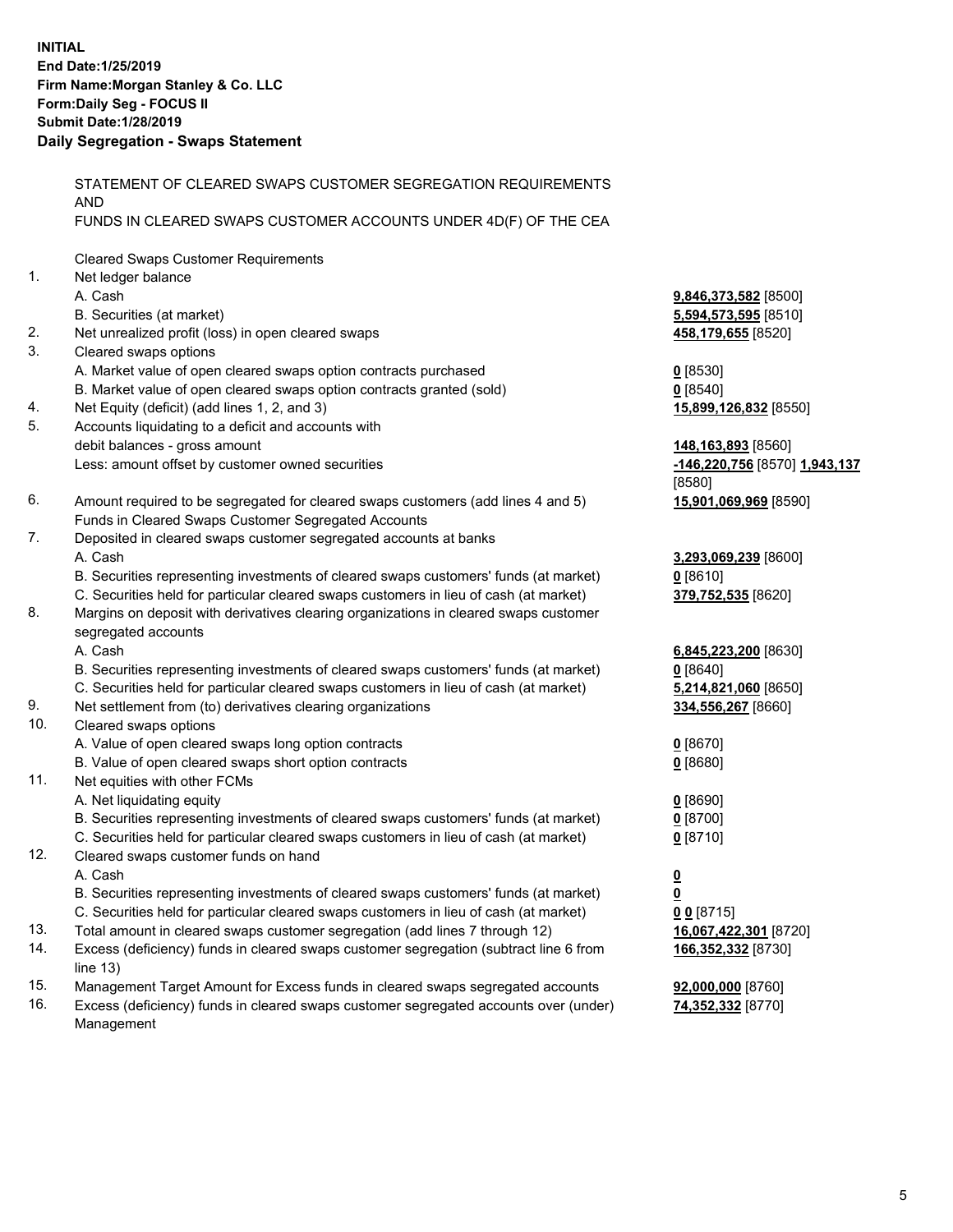**INITIAL**
**End Date:1/25/2019**
**Firm Name:Morgan Stanley & Co. LLC**
**Form:Daily Seg - FOCUS II**
**Submit Date:1/28/2019**
**Daily Segregation - Swaps Statement**

STATEMENT OF CLEARED SWAPS CUSTOMER SEGREGATION REQUIREMENTS AND FUNDS IN CLEARED SWAPS CUSTOMER ACCOUNTS UNDER 4D(F) OF THE CEA

| | | |
|---|---|---|
| | Cleared Swaps Customer Requirements | |
| 1. | Net ledger balance | |
| | A. Cash | **9,846,373,582** [8500] |
| | B. Securities (at market) | **5,594,573,595** [8510] |
| 2. | Net unrealized profit (loss) in open cleared swaps | **458,179,655** [8520] |
| 3. | Cleared swaps options | |
| | A. Market value of open cleared swaps option contracts purchased | **0** [8530] |
| | B. Market value of open cleared swaps option contracts granted (sold) | **0** [8540] |
| 4. | Net Equity (deficit) (add lines 1, 2, and 3) | **15,899,126,832** [8550] |
| 5. | Accounts liquidating to a deficit and accounts with debit balances - gross amount | **148,163,893** [8560] |
| | Less: amount offset by customer owned securities | **-146,220,756** [8570] **1,943,137** [8580] |
| 6. | Amount required to be segregated for cleared swaps customers (add lines 4 and 5) | **15,901,069,969** [8590] |
| | Funds in Cleared Swaps Customer Segregated Accounts | |
| 7. | Deposited in cleared swaps customer segregated accounts at banks | |
| | A. Cash | **3,293,069,239** [8600] |
| | B. Securities representing investments of cleared swaps customers' funds (at market) | **0** [8610] |
| | C. Securities held for particular cleared swaps customers in lieu of cash (at market) | **379,752,535** [8620] |
| 8. | Margins on deposit with derivatives clearing organizations in cleared swaps customer segregated accounts | |
| | A. Cash | **6,845,223,200** [8630] |
| | B. Securities representing investments of cleared swaps customers' funds (at market) | **0** [8640] |
| | C. Securities held for particular cleared swaps customers in lieu of cash (at market) | **5,214,821,060** [8650] |
| 9. | Net settlement from (to) derivatives clearing organizations | **334,556,267** [8660] |
| 10. | Cleared swaps options | |
| | A. Value of open cleared swaps long option contracts | **0** [8670] |
| | B. Value of open cleared swaps short option contracts | **0** [8680] |
| 11. | Net equities with other FCMs | |
| | A. Net liquidating equity | **0** [8690] |
| | B. Securities representing investments of cleared swaps customers' funds (at market) | **0** [8700] |
| | C. Securities held for particular cleared swaps customers in lieu of cash (at market) | **0** [8710] |
| 12. | Cleared swaps customer funds on hand | |
| | A. Cash | **0** |
| | B. Securities representing investments of cleared swaps customers' funds (at market) | **0** |
| | C. Securities held for particular cleared swaps customers in lieu of cash (at market) | **0** **0** [8715] |
| 13. | Total amount in cleared swaps customer segregation (add lines 7 through 12) | **16,067,422,301** [8720] |
| 14. | Excess (deficiency) funds in cleared swaps customer segregation (subtract line 6 from line 13) | **166,352,332** [8730] |
| 15. | Management Target Amount for Excess funds in cleared swaps segregated accounts | **92,000,000** [8760] |
| 16. | Excess (deficiency) funds in cleared swaps customer segregated accounts over (under) Management | **74,352,332** [8770] |